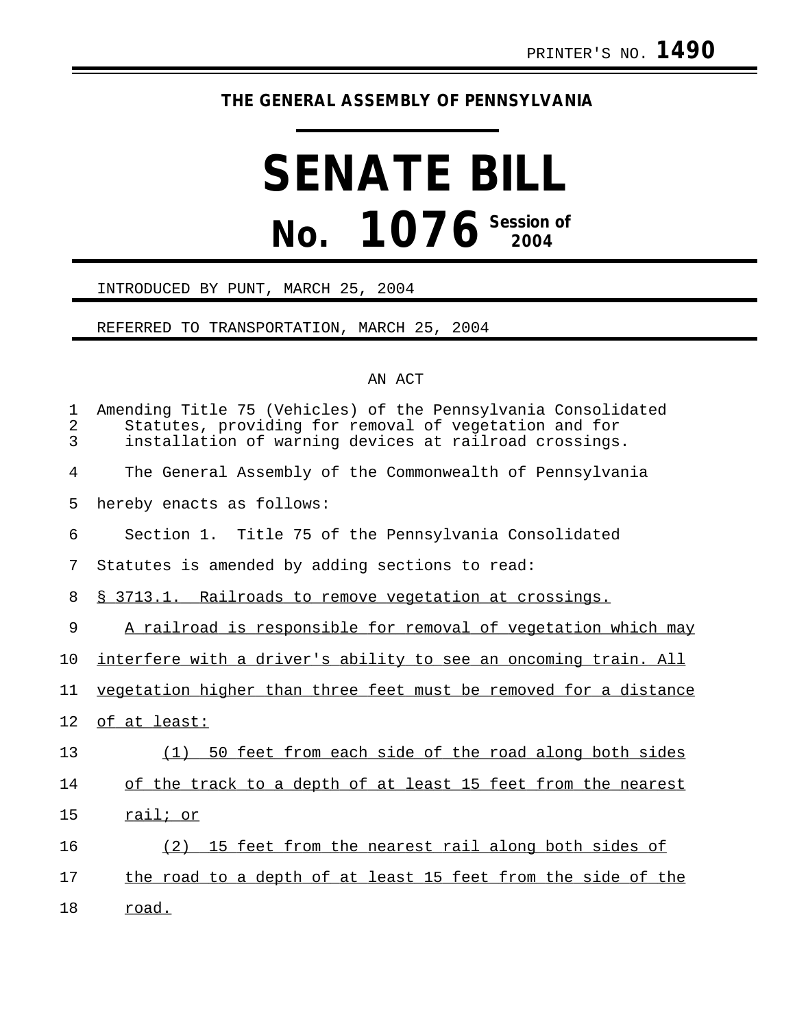PRINTER'S NO. **1490**

**THE GENERAL ASSEMBLY OF PENNSYLVANIA**

# SENATE BILL

## No. 1076 Session of 2004

INTRODUCED BY PUNT, MARCH 25, 2004

REFERRED TO TRANSPORTATION, MARCH 25, 2004

AN ACT

Amending Title 75 (Vehicles) of the Pennsylvania Consolidated Statutes, providing for removal of vegetation and for installation of warning devices at railroad crossings.

The General Assembly of the Commonwealth of Pennsylvania hereby enacts as follows:

Section 1. Title 75 of the Pennsylvania Consolidated Statutes is amended by adding sections to read:

§ 3713.1. Railroads to remove vegetation at crossings.

A railroad is responsible for removal of vegetation which may interfere with a driver's ability to see an oncoming train. All vegetation higher than three feet must be removed for a distance of at least:

(1) 50 feet from each side of the road along both sides of the track to a depth of at least 15 feet from the nearest rail; or

(2) 15 feet from the nearest rail along both sides of the road to a depth of at least 15 feet from the side of the road.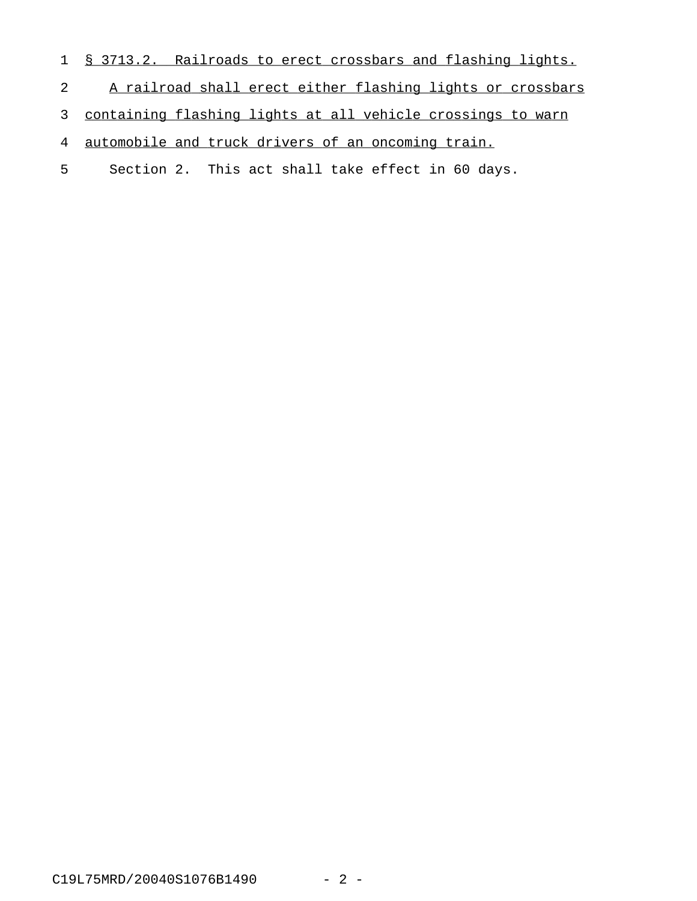§ 3713.2. Railroads to erect crossbars and flashing lights.

A railroad shall erect either flashing lights or crossbars containing flashing lights at all vehicle crossings to warn automobile and truck drivers of an oncoming train.

Section 2. This act shall take effect in 60 days.